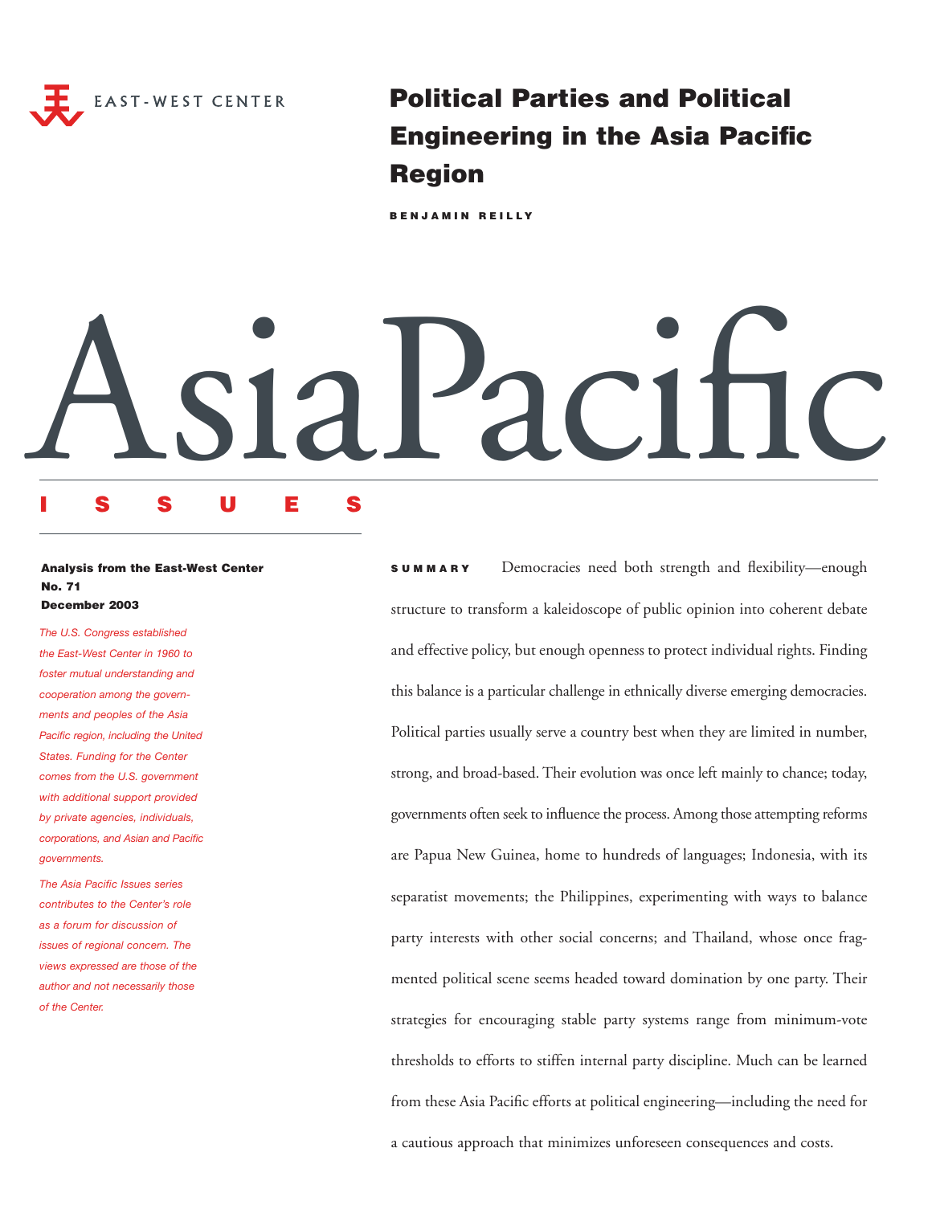EAST-WEST CENTER

# Political Parties and Political Engineering in the Asia Pacific Region

**BENJAMIN REILLY**

# AsiaPacific

## ISSUES

**Analysis from the East-West Center**
**No. 71**
**December 2003**

*The U.S. Congress established the East-West Center in 1960 to foster mutual understanding and cooperation among the governments and peoples of the Asia Pacific region, including the United States. Funding for the Center comes from the U.S. government with additional support provided by private agencies, individuals, corporations, and Asian and Pacific governments.*

*The Asia Pacific Issues series contributes to the Center's role as a forum for discussion of issues of regional concern. The views expressed are those of the author and not necessarily those of the Center.*

**SUMMARY** Democracies need both strength and flexibility—enough structure to transform a kaleidoscope of public opinion into coherent debate and effective policy, but enough openness to protect individual rights. Finding this balance is a particular challenge in ethnically diverse emerging democracies. Political parties usually serve a country best when they are limited in number, strong, and broad-based. Their evolution was once left mainly to chance; today, governments often seek to influence the process. Among those attempting reforms are Papua New Guinea, home to hundreds of languages; Indonesia, with its separatist movements; the Philippines, experimenting with ways to balance party interests with other social concerns; and Thailand, whose once fragmented political scene seems headed toward domination by one party. Their strategies for encouraging stable party systems range from minimum-vote thresholds to efforts to stiffen internal party discipline. Much can be learned from these Asia Pacific efforts at political engineering—including the need for a cautious approach that minimizes unforeseen consequences and costs.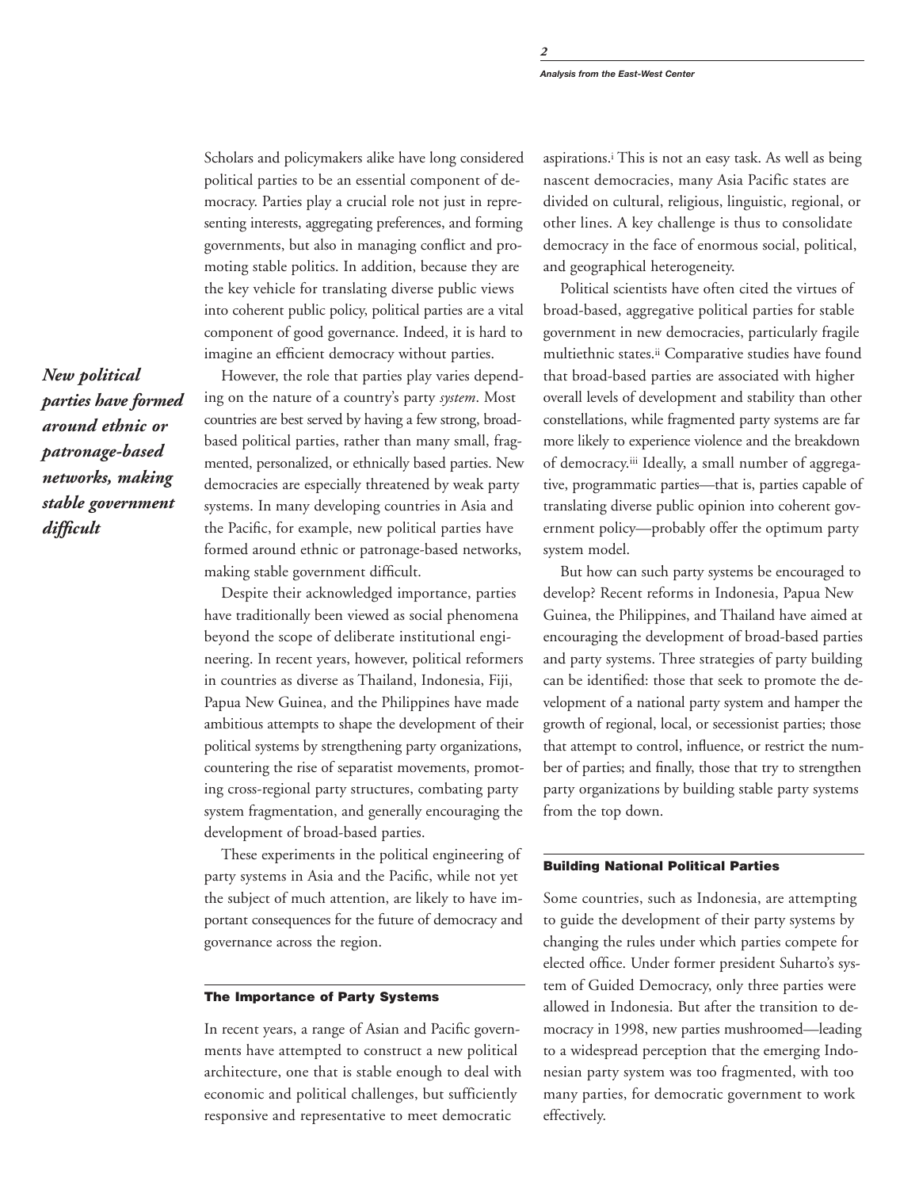Scholars and policymakers alike have long considered political parties to be an essential component of democracy. Parties play a crucial role not just in representing interests, aggregating preferences, and forming governments, but also in managing conflict and promoting stable politics. In addition, because they are the key vehicle for translating diverse public views into coherent public policy, political parties are a vital component of good governance. Indeed, it is hard to imagine an efficient democracy without parties.

***New political parties have formed around ethnic or patronage-based networks, making stable government difficult***

However, the role that parties play varies depending on the nature of a country's party *system*. Most countries are best served by having a few strong, broad-based political parties, rather than many small, fragmented, personalized, or ethnically based parties. New democracies are especially threatened by weak party systems. In many developing countries in Asia and the Pacific, for example, new political parties have formed around ethnic or patronage-based networks, making stable government difficult.

Despite their acknowledged importance, parties have traditionally been viewed as social phenomena beyond the scope of deliberate institutional engineering. In recent years, however, political reformers in countries as diverse as Thailand, Indonesia, Fiji, Papua New Guinea, and the Philippines have made ambitious attempts to shape the development of their political systems by strengthening party organizations, countering the rise of separatist movements, promoting cross-regional party structures, combating party system fragmentation, and generally encouraging the development of broad-based parties.

These experiments in the political engineering of party systems in Asia and the Pacific, while not yet the subject of much attention, are likely to have important consequences for the future of democracy and governance across the region.

#### The Importance of Party Systems

In recent years, a range of Asian and Pacific governments have attempted to construct a new political architecture, one that is stable enough to deal with economic and political challenges, but sufficiently responsive and representative to meet democratic aspirations.[i] This is not an easy task. As well as being nascent democracies, many Asia Pacific states are divided on cultural, religious, linguistic, regional, or other lines. A key challenge is thus to consolidate democracy in the face of enormous social, political, and geographical heterogeneity.

Political scientists have often cited the virtues of broad-based, aggregative political parties for stable government in new democracies, particularly fragile multiethnic states.[ii] Comparative studies have found that broad-based parties are associated with higher overall levels of development and stability than other constellations, while fragmented party systems are far more likely to experience violence and the breakdown of democracy.[iii] Ideally, a small number of aggregative, programmatic parties—that is, parties capable of translating diverse public opinion into coherent government policy—probably offer the optimum party system model.

But how can such party systems be encouraged to develop? Recent reforms in Indonesia, Papua New Guinea, the Philippines, and Thailand have aimed at encouraging the development of broad-based parties and party systems. Three strategies of party building can be identified: those that seek to promote the development of a national party system and hamper the growth of regional, local, or secessionist parties; those that attempt to control, influence, or restrict the number of parties; and finally, those that try to strengthen party organizations by building stable party systems from the top down.

#### Building National Political Parties

Some countries, such as Indonesia, are attempting to guide the development of their party systems by changing the rules under which parties compete for elected office. Under former president Suharto's system of Guided Democracy, only three parties were allowed in Indonesia. But after the transition to democracy in 1998, new parties mushroomed—leading to a widespread perception that the emerging Indonesian party system was too fragmented, with too many parties, for democratic government to work effectively.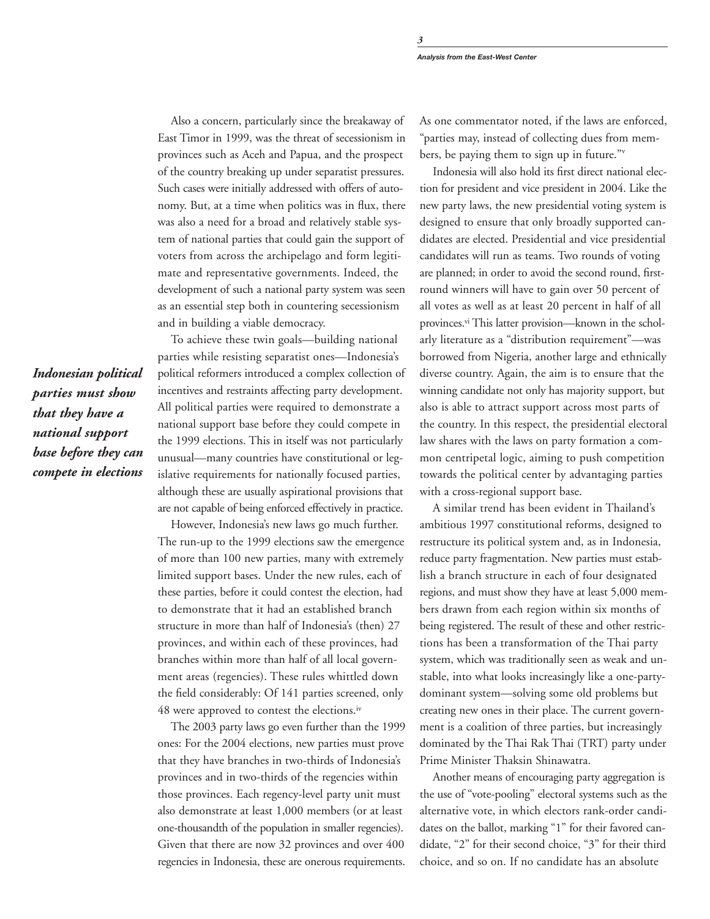Also a concern, particularly since the breakaway of East Timor in 1999, was the threat of secessionism in provinces such as Aceh and Papua, and the prospect of the country breaking up under separatist pressures. Such cases were initially addressed with offers of autonomy. But, at a time when politics was in flux, there was also a need for a broad and relatively stable system of national parties that could gain the support of voters from across the archipelago and form legitimate and representative governments. Indeed, the development of such a national party system was seen as an essential step both in countering secessionism and in building a viable democracy.

***Indonesian political parties must show that they have a national support base before they can compete in elections***

To achieve these twin goals—building national parties while resisting separatist ones—Indonesia's political reformers introduced a complex collection of incentives and restraints affecting party development. All political parties were required to demonstrate a national support base before they could compete in the 1999 elections. This in itself was not particularly unusual—many countries have constitutional or legislative requirements for nationally focused parties, although these are usually aspirational provisions that are not capable of being enforced effectively in practice.

However, Indonesia's new laws go much further. The run-up to the 1999 elections saw the emergence of more than 100 new parties, many with extremely limited support bases. Under the new rules, each of these parties, before it could contest the election, had to demonstrate that it had an established branch structure in more than half of Indonesia's (then) 27 provinces, and within each of these provinces, had branches within more than half of all local government areas (regencies). These rules whittled down the field considerably: Of 141 parties screened, only 48 were approved to contest the elections.[iv]

The 2003 party laws go even further than the 1999 ones: For the 2004 elections, new parties must prove that they have branches in two-thirds of Indonesia's provinces and in two-thirds of the regencies within those provinces. Each regency-level party unit must also demonstrate at least 1,000 members (or at least one-thousandth of the population in smaller regencies). Given that there are now 32 provinces and over 400 regencies in Indonesia, these are onerous requirements. As one commentator noted, if the laws are enforced, "parties may, instead of collecting dues from members, be paying them to sign up in future."[v]

Indonesia will also hold its first direct national election for president and vice president in 2004. Like the new party laws, the new presidential voting system is designed to ensure that only broadly supported candidates are elected. Presidential and vice presidential candidates will run as teams. Two rounds of voting are planned; in order to avoid the second round, first-round winners will have to gain over 50 percent of all votes as well as at least 20 percent in half of all provinces.[vi] This latter provision—known in the scholarly literature as a "distribution requirement"—was borrowed from Nigeria, another large and ethnically diverse country. Again, the aim is to ensure that the winning candidate not only has majority support, but also is able to attract support across most parts of the country. In this respect, the presidential electoral law shares with the laws on party formation a common centripetal logic, aiming to push competition towards the political center by advantaging parties with a cross-regional support base.

A similar trend has been evident in Thailand's ambitious 1997 constitutional reforms, designed to restructure its political system and, as in Indonesia, reduce party fragmentation. New parties must establish a branch structure in each of four designated regions, and must show they have at least 5,000 members drawn from each region within six months of being registered. The result of these and other restrictions has been a transformation of the Thai party system, which was traditionally seen as weak and unstable, into what looks increasingly like a one-party-dominant system—solving some old problems but creating new ones in their place. The current government is a coalition of three parties, but increasingly dominated by the Thai Rak Thai (TRT) party under Prime Minister Thaksin Shinawatra.

Another means of encouraging party aggregation is the use of "vote-pooling" electoral systems such as the alternative vote, in which electors rank-order candidates on the ballot, marking "1" for their favored candidate, "2" for their second choice, "3" for their third choice, and so on. If no candidate has an absolute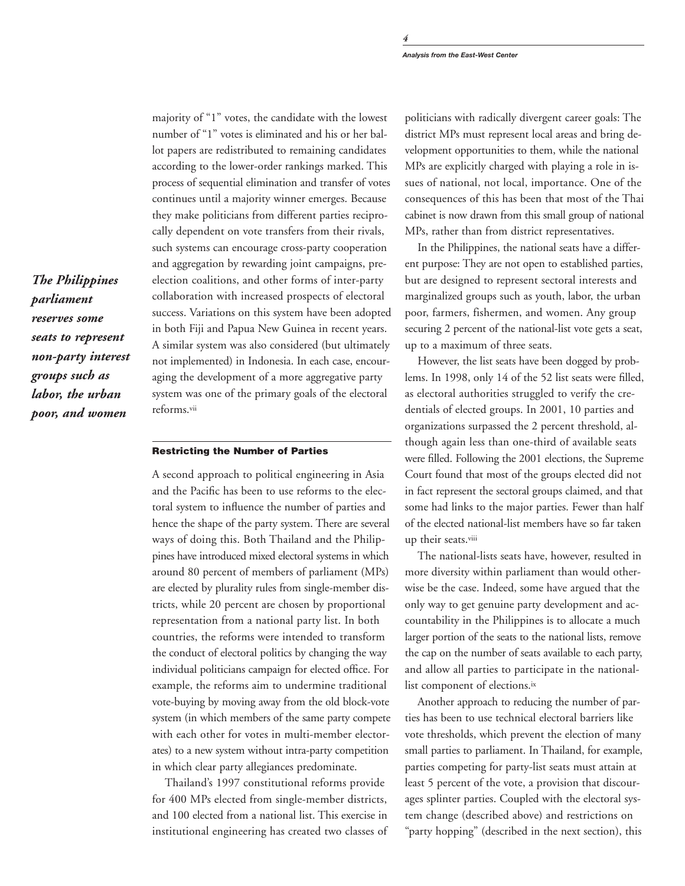majority of "1" votes, the candidate with the lowest number of "1" votes is eliminated and his or her ballot papers are redistributed to remaining candidates according to the lower-order rankings marked. This process of sequential elimination and transfer of votes continues until a majority winner emerges. Because they make politicians from different parties reciprocally dependent on vote transfers from their rivals, such systems can encourage cross-party cooperation and aggregation by rewarding joint campaigns, pre-election coalitions, and other forms of inter-party collaboration with increased prospects of electoral success. Variations on this system have been adopted in both Fiji and Papua New Guinea in recent years. A similar system was also considered (but ultimately not implemented) in Indonesia. In each case, encouraging the development of a more aggregative party system was one of the primary goals of the electoral reforms.[vii]

***The Philippines parliament reserves some seats to represent non-party interest groups such as labor, the urban poor, and women***

#### Restricting the Number of Parties

A second approach to political engineering in Asia and the Pacific has been to use reforms to the electoral system to influence the number of parties and hence the shape of the party system. There are several ways of doing this. Both Thailand and the Philippines have introduced mixed electoral systems in which around 80 percent of members of parliament (MPs) are elected by plurality rules from single-member districts, while 20 percent are chosen by proportional representation from a national party list. In both countries, the reforms were intended to transform the conduct of electoral politics by changing the way individual politicians campaign for elected office. For example, the reforms aim to undermine traditional vote-buying by moving away from the old block-vote system (in which members of the same party compete with each other for votes in multi-member electorates) to a new system without intra-party competition in which clear party allegiances predominate.

Thailand's 1997 constitutional reforms provide for 400 MPs elected from single-member districts, and 100 elected from a national list. This exercise in institutional engineering has created two classes of politicians with radically divergent career goals: The district MPs must represent local areas and bring development opportunities to them, while the national MPs are explicitly charged with playing a role in issues of national, not local, importance. One of the consequences of this has been that most of the Thai cabinet is now drawn from this small group of national MPs, rather than from district representatives.

In the Philippines, the national seats have a different purpose: They are not open to established parties, but are designed to represent sectoral interests and marginalized groups such as youth, labor, the urban poor, farmers, fishermen, and women. Any group securing 2 percent of the national-list vote gets a seat, up to a maximum of three seats.

However, the list seats have been dogged by problems. In 1998, only 14 of the 52 list seats were filled, as electoral authorities struggled to verify the credentials of elected groups. In 2001, 10 parties and organizations surpassed the 2 percent threshold, although again less than one-third of available seats were filled. Following the 2001 elections, the Supreme Court found that most of the groups elected did not in fact represent the sectoral groups claimed, and that some had links to the major parties. Fewer than half of the elected national-list members have so far taken up their seats.[viii]

The national-lists seats have, however, resulted in more diversity within parliament than would otherwise be the case. Indeed, some have argued that the only way to get genuine party development and accountability in the Philippines is to allocate a much larger portion of the seats to the national lists, remove the cap on the number of seats available to each party, and allow all parties to participate in the national-list component of elections.[ix]

Another approach to reducing the number of parties has been to use technical electoral barriers like vote thresholds, which prevent the election of many small parties to parliament. In Thailand, for example, parties competing for party-list seats must attain at least 5 percent of the vote, a provision that discourages splinter parties. Coupled with the electoral system change (described above) and restrictions on "party hopping" (described in the next section), this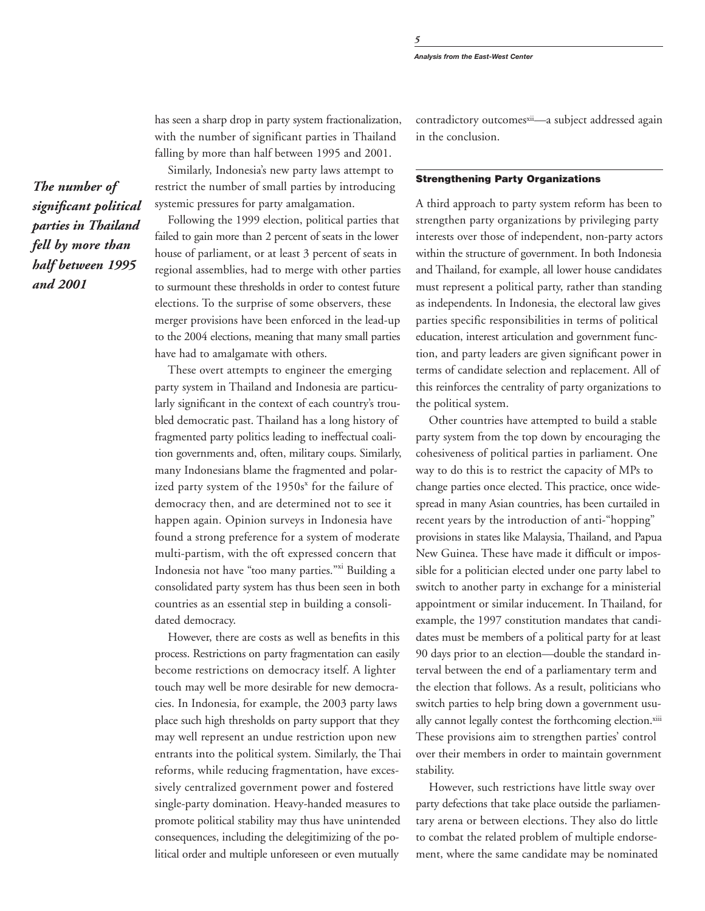has seen a sharp drop in party system fractionalization, with the number of significant parties in Thailand falling by more than half between 1995 and 2001.

*The number of significant political parties in Thailand fell by more than half between 1995 and 2001*

Similarly, Indonesia's new party laws attempt to restrict the number of small parties by introducing systemic pressures for party amalgamation.

Following the 1999 election, political parties that failed to gain more than 2 percent of seats in the lower house of parliament, or at least 3 percent of seats in regional assemblies, had to merge with other parties to surmount these thresholds in order to contest future elections. To the surprise of some observers, these merger provisions have been enforced in the lead-up to the 2004 elections, meaning that many small parties have had to amalgamate with others.

These overt attempts to engineer the emerging party system in Thailand and Indonesia are particularly significant in the context of each country's troubled democratic past. Thailand has a long history of fragmented party politics leading to ineffectual coalition governments and, often, military coups. Similarly, many Indonesians blame the fragmented and polarized party system of the 1950s[x] for the failure of democracy then, and are determined not to see it happen again. Opinion surveys in Indonesia have found a strong preference for a system of moderate multi-partism, with the oft expressed concern that Indonesia not have "too many parties."[xi] Building a consolidated party system has thus been seen in both countries as an essential step in building a consolidated democracy.

However, there are costs as well as benefits in this process. Restrictions on party fragmentation can easily become restrictions on democracy itself. A lighter touch may well be more desirable for new democracies. In Indonesia, for example, the 2003 party laws place such high thresholds on party support that they may well represent an undue restriction upon new entrants into the political system. Similarly, the Thai reforms, while reducing fragmentation, have excessively centralized government power and fostered single-party domination. Heavy-handed measures to promote political stability may thus have unintended consequences, including the delegitimizing of the political order and multiple unforeseen or even mutually contradictory outcomes[xii]—a subject addressed again in the conclusion.

## Strengthening Party Organizations

A third approach to party system reform has been to strengthen party organizations by privileging party interests over those of independent, non-party actors within the structure of government. In both Indonesia and Thailand, for example, all lower house candidates must represent a political party, rather than standing as independents. In Indonesia, the electoral law gives parties specific responsibilities in terms of political education, interest articulation and government function, and party leaders are given significant power in terms of candidate selection and replacement. All of this reinforces the centrality of party organizations to the political system.

Other countries have attempted to build a stable party system from the top down by encouraging the cohesiveness of political parties in parliament. One way to do this is to restrict the capacity of MPs to change parties once elected. This practice, once widespread in many Asian countries, has been curtailed in recent years by the introduction of anti-"hopping" provisions in states like Malaysia, Thailand, and Papua New Guinea. These have made it difficult or impossible for a politician elected under one party label to switch to another party in exchange for a ministerial appointment or similar inducement. In Thailand, for example, the 1997 constitution mandates that candidates must be members of a political party for at least 90 days prior to an election—double the standard interval between the end of a parliamentary term and the election that follows. As a result, politicians who switch parties to help bring down a government usually cannot legally contest the forthcoming election.[xiii] These provisions aim to strengthen parties' control over their members in order to maintain government stability.

However, such restrictions have little sway over party defections that take place outside the parliamentary arena or between elections. They also do little to combat the related problem of multiple endorsement, where the same candidate may be nominated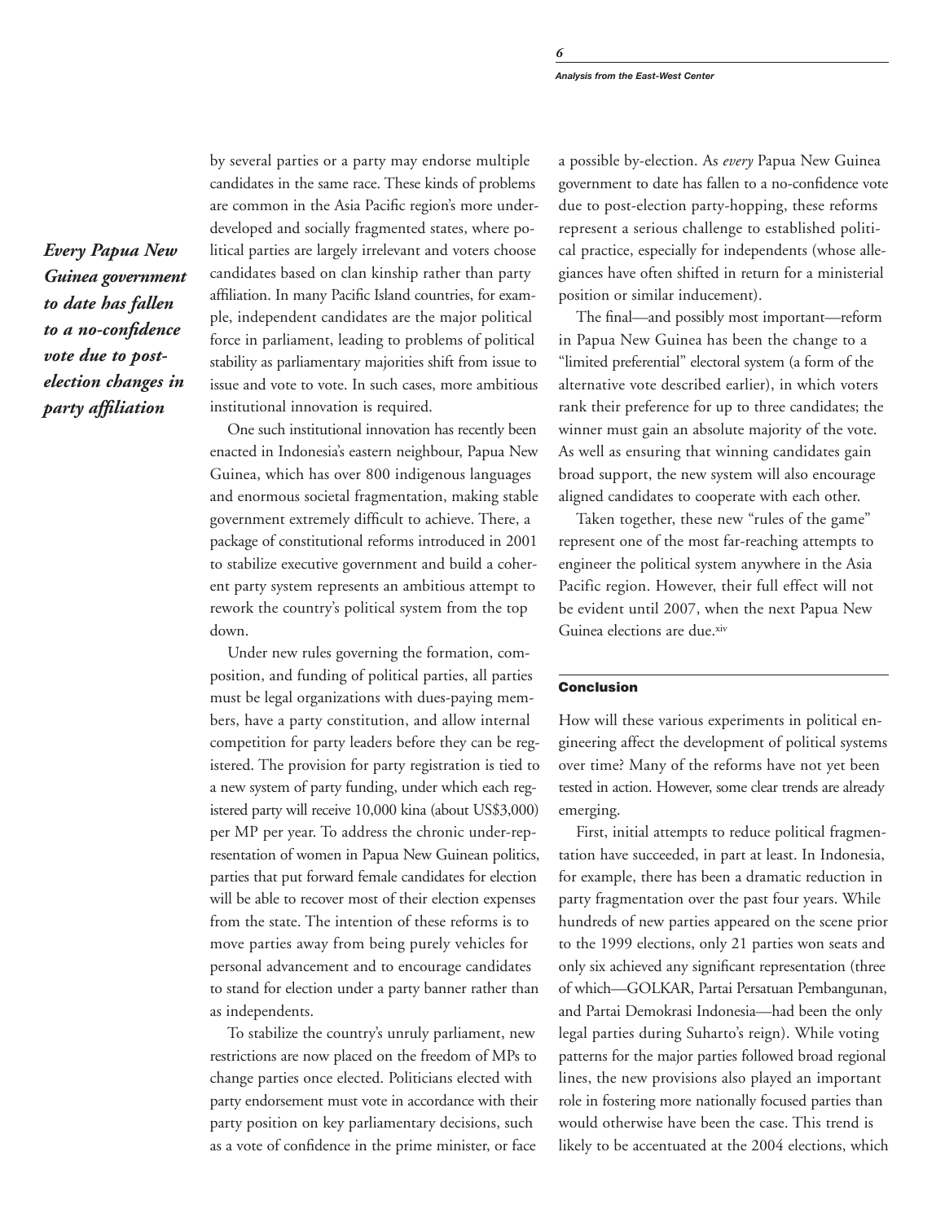*Every Papua New Guinea government to date has fallen to a no-confidence vote due to post-election changes in party affiliation*

by several parties or a party may endorse multiple candidates in the same race. These kinds of problems are common in the Asia Pacific region's more underdeveloped and socially fragmented states, where political parties are largely irrelevant and voters choose candidates based on clan kinship rather than party affiliation. In many Pacific Island countries, for example, independent candidates are the major political force in parliament, leading to problems of political stability as parliamentary majorities shift from issue to issue and vote to vote. In such cases, more ambitious institutional innovation is required.

One such institutional innovation has recently been enacted in Indonesia's eastern neighbour, Papua New Guinea, which has over 800 indigenous languages and enormous societal fragmentation, making stable government extremely difficult to achieve. There, a package of constitutional reforms introduced in 2001 to stabilize executive government and build a coherent party system represents an ambitious attempt to rework the country's political system from the top down.

Under new rules governing the formation, composition, and funding of political parties, all parties must be legal organizations with dues-paying members, have a party constitution, and allow internal competition for party leaders before they can be registered. The provision for party registration is tied to a new system of party funding, under which each registered party will receive 10,000 kina (about US$3,000) per MP per year. To address the chronic under-representation of women in Papua New Guinean politics, parties that put forward female candidates for election will be able to recover most of their election expenses from the state. The intention of these reforms is to move parties away from being purely vehicles for personal advancement and to encourage candidates to stand for election under a party banner rather than as independents.

To stabilize the country's unruly parliament, new restrictions are now placed on the freedom of MPs to change parties once elected. Politicians elected with party endorsement must vote in accordance with their party position on key parliamentary decisions, such as a vote of confidence in the prime minister, or face a possible by-election. As *every* Papua New Guinea government to date has fallen to a no-confidence vote due to post-election party-hopping, these reforms represent a serious challenge to established political practice, especially for independents (whose allegiances have often shifted in return for a ministerial position or similar inducement).

The final—and possibly most important—reform in Papua New Guinea has been the change to a "limited preferential" electoral system (a form of the alternative vote described earlier), in which voters rank their preference for up to three candidates; the winner must gain an absolute majority of the vote. As well as ensuring that winning candidates gain broad support, the new system will also encourage aligned candidates to cooperate with each other.

Taken together, these new "rules of the game" represent one of the most far-reaching attempts to engineer the political system anywhere in the Asia Pacific region. However, their full effect will not be evident until 2007, when the next Papua New Guinea elections are due.[xiv]

## Conclusion

How will these various experiments in political engineering affect the development of political systems over time? Many of the reforms have not yet been tested in action. However, some clear trends are already emerging.

First, initial attempts to reduce political fragmentation have succeeded, in part at least. In Indonesia, for example, there has been a dramatic reduction in party fragmentation over the past four years. While hundreds of new parties appeared on the scene prior to the 1999 elections, only 21 parties won seats and only six achieved any significant representation (three of which—GOLKAR, Partai Persatuan Pembangunan, and Partai Demokrasi Indonesia—had been the only legal parties during Suharto's reign). While voting patterns for the major parties followed broad regional lines, the new provisions also played an important role in fostering more nationally focused parties than would otherwise have been the case. This trend is likely to be accentuated at the 2004 elections, which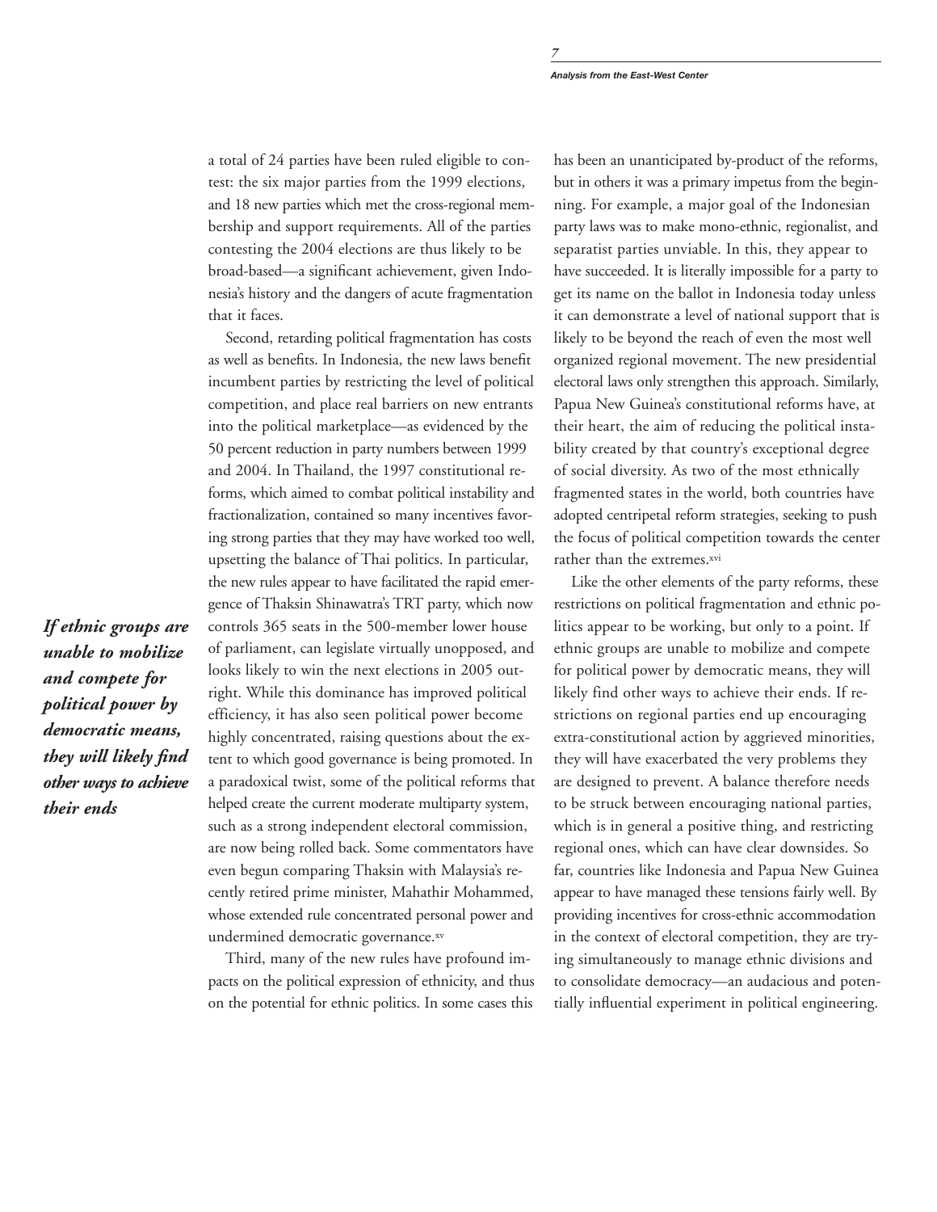a total of 24 parties have been ruled eligible to contest: the six major parties from the 1999 elections, and 18 new parties which met the cross-regional membership and support requirements. All of the parties contesting the 2004 elections are thus likely to be broad-based—a significant achievement, given Indonesia's history and the dangers of acute fragmentation that it faces.

Second, retarding political fragmentation has costs as well as benefits. In Indonesia, the new laws benefit incumbent parties by restricting the level of political competition, and place real barriers on new entrants into the political marketplace—as evidenced by the 50 percent reduction in party numbers between 1999 and 2004. In Thailand, the 1997 constitutional reforms, which aimed to combat political instability and fractionalization, contained so many incentives favoring strong parties that they may have worked too well, upsetting the balance of Thai politics. In particular, the new rules appear to have facilitated the rapid emergence of Thaksin Shinawatra's TRT party, which now controls 365 seats in the 500-member lower house of parliament, can legislate virtually unopposed, and looks likely to win the next elections in 2005 outright. While this dominance has improved political efficiency, it has also seen political power become highly concentrated, raising questions about the extent to which good governance is being promoted. In a paradoxical twist, some of the political reforms that helped create the current moderate multiparty system, such as a strong independent electoral commission, are now being rolled back. Some commentators have even begun comparing Thaksin with Malaysia's recently retired prime minister, Mahathir Mohammed, whose extended rule concentrated personal power and undermined democratic governance.[xv]

***If ethnic groups are unable to mobilize and compete for political power by democratic means, they will likely find other ways to achieve their ends***

Third, many of the new rules have profound impacts on the political expression of ethnicity, and thus on the potential for ethnic politics. In some cases this has been an unanticipated by-product of the reforms, but in others it was a primary impetus from the beginning. For example, a major goal of the Indonesian party laws was to make mono-ethnic, regionalist, and separatist parties unviable. In this, they appear to have succeeded. It is literally impossible for a party to get its name on the ballot in Indonesia today unless it can demonstrate a level of national support that is likely to be beyond the reach of even the most well organized regional movement. The new presidential electoral laws only strengthen this approach. Similarly, Papua New Guinea's constitutional reforms have, at their heart, the aim of reducing the political instability created by that country's exceptional degree of social diversity. As two of the most ethnically fragmented states in the world, both countries have adopted centripetal reform strategies, seeking to push the focus of political competition towards the center rather than the extremes.[xvi]

Like the other elements of the party reforms, these restrictions on political fragmentation and ethnic politics appear to be working, but only to a point. If ethnic groups are unable to mobilize and compete for political power by democratic means, they will likely find other ways to achieve their ends. If restrictions on regional parties end up encouraging extra-constitutional action by aggrieved minorities, they will have exacerbated the very problems they are designed to prevent. A balance therefore needs to be struck between encouraging national parties, which is in general a positive thing, and restricting regional ones, which can have clear downsides. So far, countries like Indonesia and Papua New Guinea appear to have managed these tensions fairly well. By providing incentives for cross-ethnic accommodation in the context of electoral competition, they are trying simultaneously to manage ethnic divisions and to consolidate democracy—an audacious and potentially influential experiment in political engineering.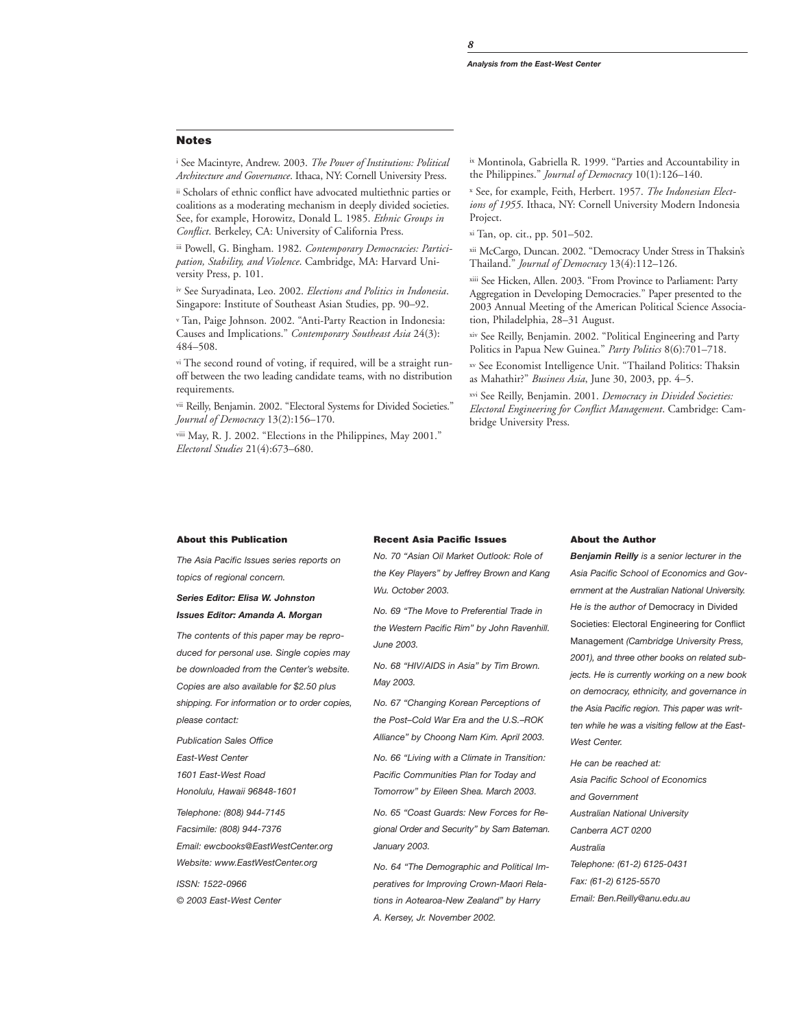## Notes

[i] See Macintyre, Andrew. 2003. *The Power of Institutions: Political Architecture and Governance*. Ithaca, NY: Cornell University Press.

[ii] Scholars of ethnic conflict have advocated multiethnic parties or coalitions as a moderating mechanism in deeply divided societies. See, for example, Horowitz, Donald L. 1985. *Ethnic Groups in Conflict*. Berkeley, CA: University of California Press.

[iii] Powell, G. Bingham. 1982. *Contemporary Democracies: Participation, Stability, and Violence*. Cambridge, MA: Harvard University Press, p. 101.

[iv] See Suryadinata, Leo. 2002. *Elections and Politics in Indonesia*. Singapore: Institute of Southeast Asian Studies, pp. 90–92.

[v] Tan, Paige Johnson. 2002. "Anti-Party Reaction in Indonesia: Causes and Implications." *Contemporary Southeast Asia* 24(3): 484–508.

[vi] The second round of voting, if required, will be a straight runoff between the two leading candidate teams, with no distribution requirements.

[vii] Reilly, Benjamin. 2002. "Electoral Systems for Divided Societies." *Journal of Democracy* 13(2):156–170.

[viii] May, R. J. 2002. "Elections in the Philippines, May 2001." *Electoral Studies* 21(4):673–680.

[ix] Montinola, Gabriella R. 1999. "Parties and Accountability in the Philippines." *Journal of Democracy* 10(1):126–140.

[x] See, for example, Feith, Herbert. 1957. *The Indonesian Elections of 1955*. Ithaca, NY: Cornell University Modern Indonesia Project.

[xi] Tan, op. cit., pp. 501–502.

[xii] McCargo, Duncan. 2002. "Democracy Under Stress in Thaksin's Thailand." *Journal of Democracy* 13(4):112–126.

[xiii] See Hicken, Allen. 2003. "From Province to Parliament: Party Aggregation in Developing Democracies." Paper presented to the 2003 Annual Meeting of the American Political Science Association, Philadelphia, 28–31 August.

[xiv] See Reilly, Benjamin. 2002. "Political Engineering and Party Politics in Papua New Guinea." *Party Politics* 8(6):701–718.

[xv] See Economist Intelligence Unit. "Thailand Politics: Thaksin as Mahathir?" *Business Asia*, June 30, 2003, pp. 4–5.

[xvi] See Reilly, Benjamin. 2001. *Democracy in Divided Societies: Electoral Engineering for Conflict Management*. Cambridge: Cambridge University Press.

### About this Publication

*The Asia Pacific Issues series reports on topics of regional concern.*

***Series Editor: Elisa W. Johnston***

***Issues Editor: Amanda A. Morgan***

*The contents of this paper may be reproduced for personal use. Single copies may be downloaded from the Center's website. Copies are also available for $2.50 plus shipping. For information or to order copies, please contact:*

*Publication Sales Office*
*East-West Center*
*1601 East-West Road*
*Honolulu, Hawaii 96848-1601*

*Telephone: (808) 944-7145*
*Facsimile: (808) 944-7376*
*Email: ewcbooks@EastWestCenter.org*
*Website: www.EastWestCenter.org*

*ISSN: 1522-0966*

*© 2003 East-West Center*

### Recent Asia Pacific Issues

*No. 70 "Asian Oil Market Outlook: Role of the Key Players" by Jeffrey Brown and Kang Wu. October 2003.*

*No. 69 "The Move to Preferential Trade in the Western Pacific Rim" by John Ravenhill. June 2003.*

*No. 68 "HIV/AIDS in Asia" by Tim Brown. May 2003.*

*No. 67 "Changing Korean Perceptions of the Post–Cold War Era and the U.S.–ROK Alliance" by Choong Nam Kim. April 2003.*

*No. 66 "Living with a Climate in Transition: Pacific Communities Plan for Today and Tomorrow" by Eileen Shea. March 2003.*

*No. 65 "Coast Guards: New Forces for Regional Order and Security" by Sam Bateman. January 2003.*

*No. 64 "The Demographic and Political Imperatives for Improving Crown-Maori Relations in Aotearoa-New Zealand" by Harry A. Kersey, Jr. November 2002.*

### About the Author

***Benjamin Reilly*** *is a senior lecturer in the Asia Pacific School of Economics and Government at the Australian National University. He is the author of* Democracy in Divided Societies: Electoral Engineering for Conflict Management *(Cambridge University Press, 2001), and three other books on related subjects. He is currently working on a new book on democracy, ethnicity, and governance in the Asia Pacific region. This paper was written while he was a visiting fellow at the East-West Center.*

*He can be reached at:*
*Asia Pacific School of Economics and Government*
*Australian National University*
*Canberra ACT 0200*
*Australia*
*Telephone: (61-2) 6125-0431*
*Fax: (61-2) 6125-5570*
*Email: Ben.Reilly@anu.edu.au*